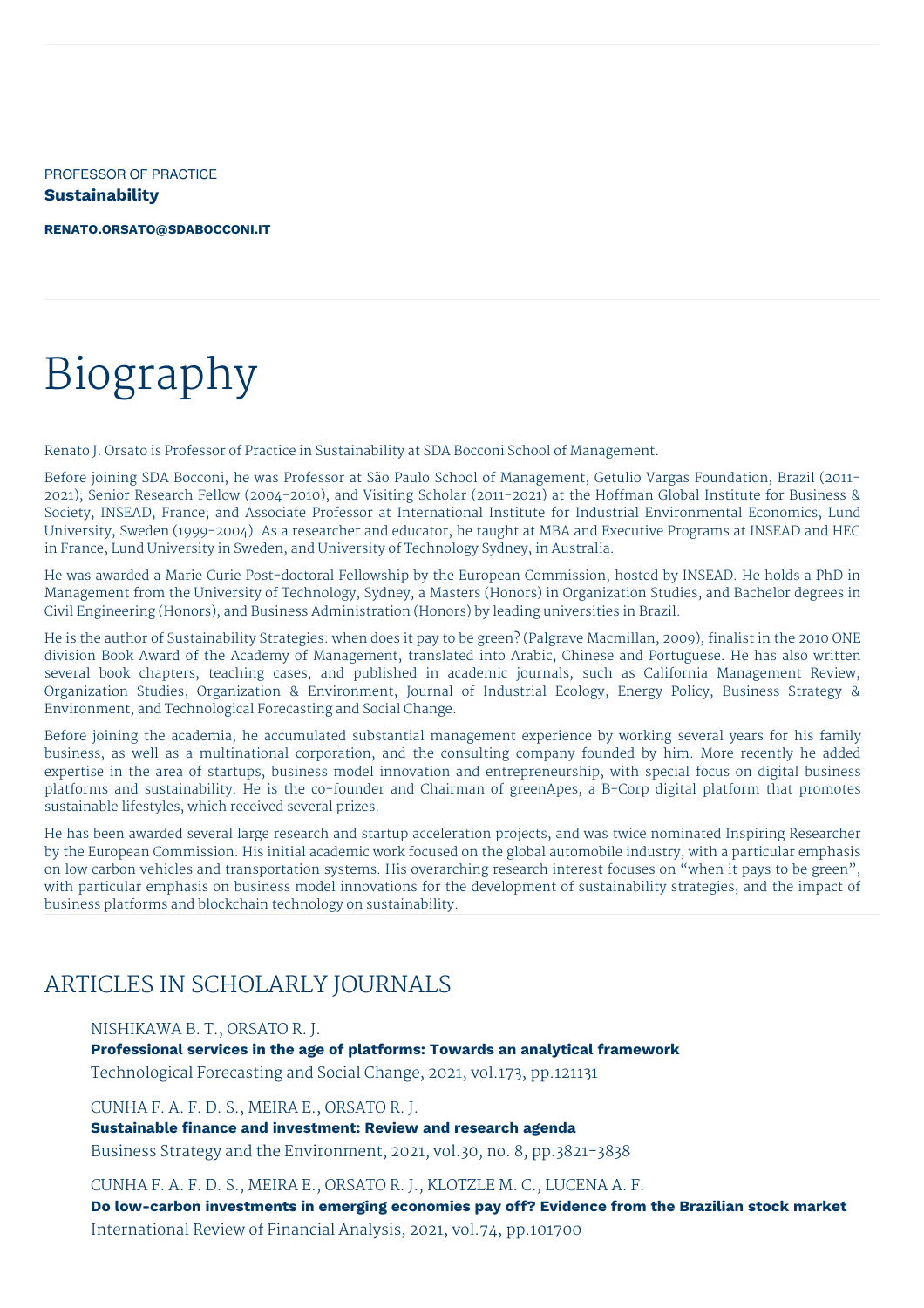PROFESSOR OF PRACTICE

**Sustainability**

**RENATO.ORSATO@SDABOCCONI.IT**

# Biography

Renato J. Orsato is Professor of Practice in Sustainability at SDA Bocconi School of Management.

Before joining SDA Bocconi, he was Professor at São Paulo School of Management, Getulio Vargas Foundation, Brazil (2011-2021); Senior Research Fellow (2004-2010), and Visiting Scholar (2011-2021) at the Hoffman Global Institute for Business & Society, INSEAD, France; and Associate Professor at International Institute for Industrial Environmental Economics, Lund University, Sweden (1999-2004). As a researcher and educator, he taught at MBA and Executive Programs at INSEAD and HEC in France, Lund University in Sweden, and University of Technology Sydney, in Australia.

He was awarded a Marie Curie Post-doctoral Fellowship by the European Commission, hosted by INSEAD. He holds a PhD in Management from the University of Technology, Sydney, a Masters (Honors) in Organization Studies, and Bachelor degrees in Civil Engineering (Honors), and Business Administration (Honors) by leading universities in Brazil.

He is the author of Sustainability Strategies: when does it pay to be green? (Palgrave Macmillan, 2009), finalist in the 2010 ONE division Book Award of the Academy of Management, translated into Arabic, Chinese and Portuguese. He has also written several book chapters, teaching cases, and published in academic journals, such as California Management Review, Organization Studies, Organization & Environment, Journal of Industrial Ecology, Energy Policy, Business Strategy & Environment, and Technological Forecasting and Social Change.

Before joining the academia, he accumulated substantial management experience by working several years for his family business, as well as a multinational corporation, and the consulting company founded by him. More recently he added expertise in the area of startups, business model innovation and entrepreneurship, with special focus on digital business platforms and sustainability. He is the co-founder and Chairman of greenApes, a B-Corp digital platform that promotes sustainable lifestyles, which received several prizes.

He has been awarded several large research and startup acceleration projects, and was twice nominated Inspiring Researcher by the European Commission. His initial academic work focused on the global automobile industry, with a particular emphasis on low carbon vehicles and transportation systems. His overarching research interest focuses on "when it pays to be green", with particular emphasis on business model innovations for the development of sustainability strategies, and the impact of business platforms and blockchain technology on sustainability.

## ARTICLES IN SCHOLARLY JOURNALS

NISHIKAWA B. T., ORSATO R. J.
**Professional services in the age of platforms: Towards an analytical framework**
Technological Forecasting and Social Change, 2021, vol.173, pp.121131

CUNHA F. A. F. D. S., MEIRA E., ORSATO R. J.
**Sustainable finance and investment: Review and research agenda**
Business Strategy and the Environment, 2021, vol.30, no. 8, pp.3821-3838

CUNHA F. A. F. D. S., MEIRA E., ORSATO R. J., KLOTZLE M. C., LUCENA A. F.
**Do low-carbon investments in emerging economies pay off? Evidence from the Brazilian stock market**
International Review of Financial Analysis, 2021, vol.74, pp.101700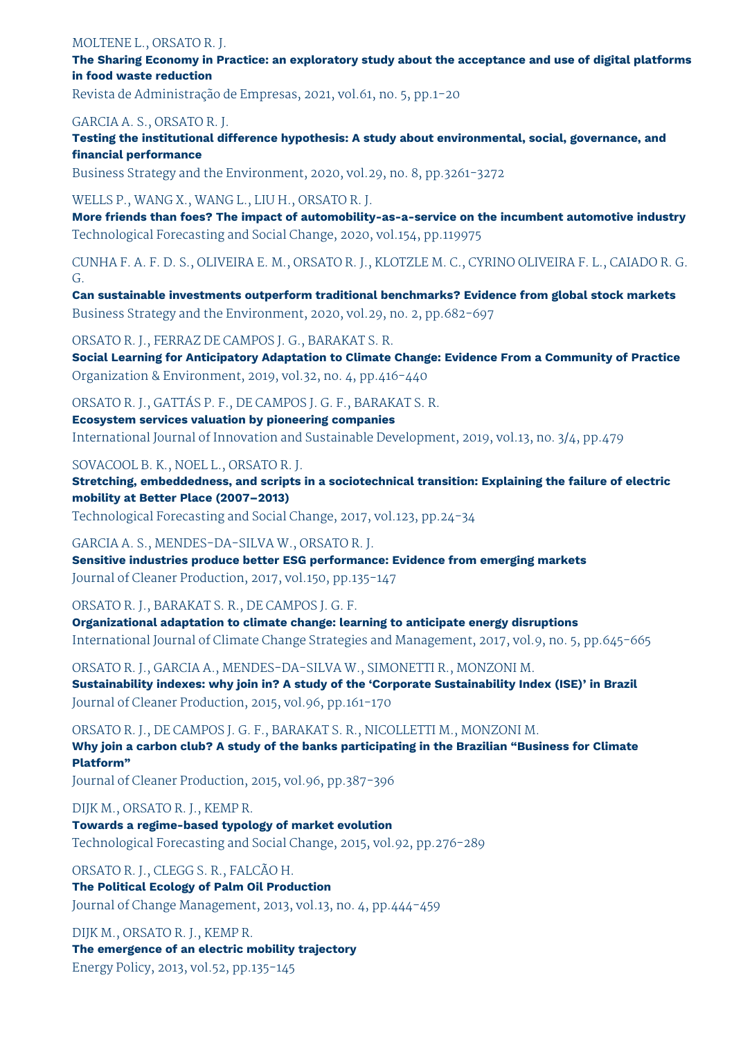MOLTENE L., ORSATO R. J.
**The Sharing Economy in Practice: an exploratory study about the acceptance and use of digital platforms in food waste reduction**
Revista de Administração de Empresas, 2021, vol.61, no. 5, pp.1-20

GARCIA A. S., ORSATO R. J.
**Testing the institutional difference hypothesis: A study about environmental, social, governance, and financial performance**
Business Strategy and the Environment, 2020, vol.29, no. 8, pp.3261-3272

WELLS P., WANG X., WANG L., LIU H., ORSATO R. J.
**More friends than foes? The impact of automobility-as-a-service on the incumbent automotive industry**
Technological Forecasting and Social Change, 2020, vol.154, pp.119975

CUNHA F. A. F. D. S., OLIVEIRA E. M., ORSATO R. J., KLOTZLE M. C., CYRINO OLIVEIRA F. L., CAIADO R. G. G.
**Can sustainable investments outperform traditional benchmarks? Evidence from global stock markets**
Business Strategy and the Environment, 2020, vol.29, no. 2, pp.682-697

ORSATO R. J., FERRAZ DE CAMPOS J. G., BARAKAT S. R.
**Social Learning for Anticipatory Adaptation to Climate Change: Evidence From a Community of Practice**
Organization & Environment, 2019, vol.32, no. 4, pp.416-440

ORSATO R. J., GATTÁS P. F., DE CAMPOS J. G. F., BARAKAT S. R.
**Ecosystem services valuation by pioneering companies**
International Journal of Innovation and Sustainable Development, 2019, vol.13, no. 3/4, pp.479

SOVACOOL B. K., NOEL L., ORSATO R. J.
**Stretching, embeddedness, and scripts in a sociotechnical transition: Explaining the failure of electric mobility at Better Place (2007–2013)**
Technological Forecasting and Social Change, 2017, vol.123, pp.24-34

GARCIA A. S., MENDES-DA-SILVA W., ORSATO R. J.
**Sensitive industries produce better ESG performance: Evidence from emerging markets**
Journal of Cleaner Production, 2017, vol.150, pp.135-147

ORSATO R. J., BARAKAT S. R., DE CAMPOS J. G. F.
**Organizational adaptation to climate change: learning to anticipate energy disruptions**
International Journal of Climate Change Strategies and Management, 2017, vol.9, no. 5, pp.645-665

ORSATO R. J., GARCIA A., MENDES-DA-SILVA W., SIMONETTI R., MONZONI M.
**Sustainability indexes: why join in? A study of the 'Corporate Sustainability Index (ISE)' in Brazil**
Journal of Cleaner Production, 2015, vol.96, pp.161-170

ORSATO R. J., DE CAMPOS J. G. F., BARAKAT S. R., NICOLLETTI M., MONZONI M.
**Why join a carbon club? A study of the banks participating in the Brazilian "Business for Climate Platform"**
Journal of Cleaner Production, 2015, vol.96, pp.387-396

DIJK M., ORSATO R. J., KEMP R.
**Towards a regime-based typology of market evolution**
Technological Forecasting and Social Change, 2015, vol.92, pp.276-289

ORSATO R. J., CLEGG S. R., FALCÃO H.
**The Political Ecology of Palm Oil Production**
Journal of Change Management, 2013, vol.13, no. 4, pp.444-459

DIJK M., ORSATO R. J., KEMP R.
**The emergence of an electric mobility trajectory**
Energy Policy, 2013, vol.52, pp.135-145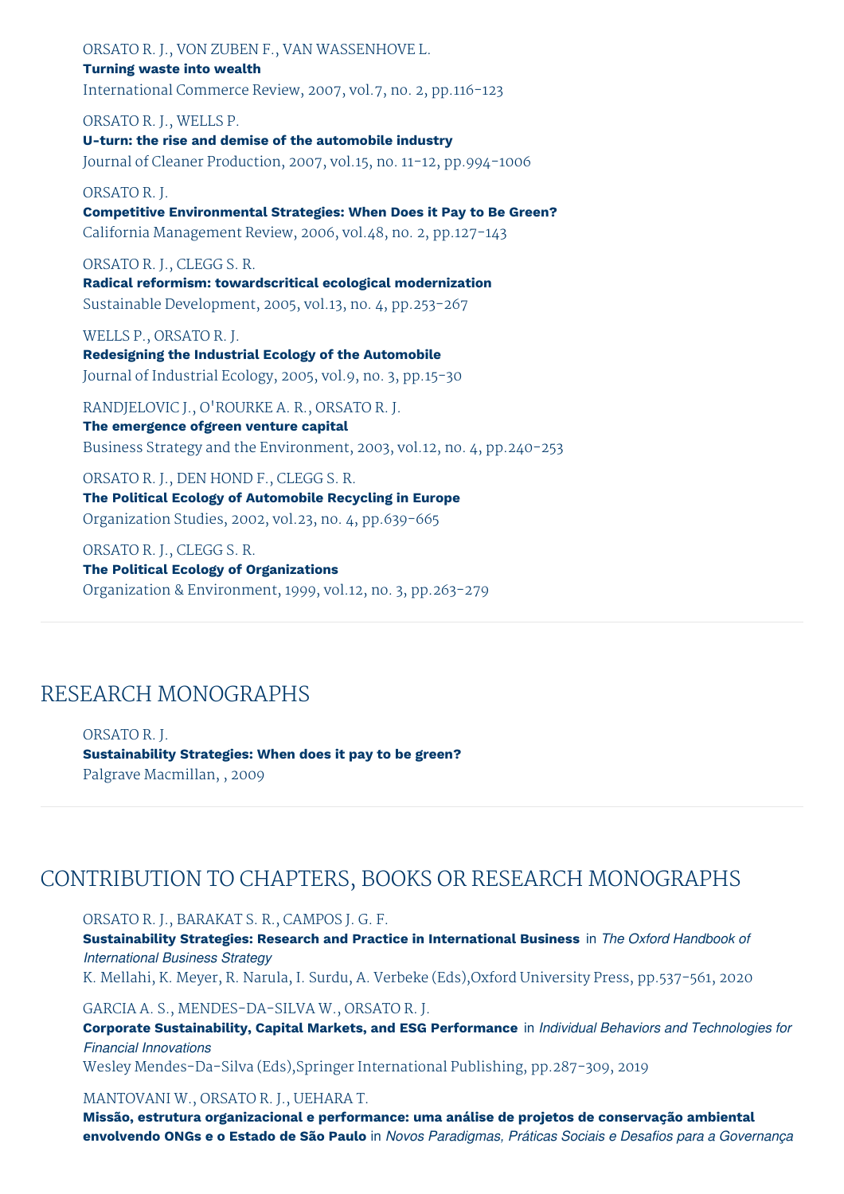ORSATO R. J., VON ZUBEN F., VAN WASSENHOVE L.
**Turning waste into wealth**
International Commerce Review, 2007, vol.7, no. 2, pp.116-123

ORSATO R. J., WELLS P.
**U-turn: the rise and demise of the automobile industry**
Journal of Cleaner Production, 2007, vol.15, no. 11-12, pp.994-1006

ORSATO R. J.
**Competitive Environmental Strategies: When Does it Pay to Be Green?**
California Management Review, 2006, vol.48, no. 2, pp.127-143

ORSATO R. J., CLEGG S. R.
**Radical reformism: towardscritical ecological modernization**
Sustainable Development, 2005, vol.13, no. 4, pp.253-267

WELLS P., ORSATO R. J.
**Redesigning the Industrial Ecology of the Automobile**
Journal of Industrial Ecology, 2005, vol.9, no. 3, pp.15-30

RANDJELOVIC J., O'ROURKE A. R., ORSATO R. J.
**The emergence ofgreen venture capital**
Business Strategy and the Environment, 2003, vol.12, no. 4, pp.240-253

ORSATO R. J., DEN HOND F., CLEGG S. R.
**The Political Ecology of Automobile Recycling in Europe**
Organization Studies, 2002, vol.23, no. 4, pp.639-665

ORSATO R. J., CLEGG S. R.
**The Political Ecology of Organizations**
Organization & Environment, 1999, vol.12, no. 3, pp.263-279

## RESEARCH MONOGRAPHS

ORSATO R. J.
**Sustainability Strategies: When does it pay to be green?**
Palgrave Macmillan, , 2009

## CONTRIBUTION TO CHAPTERS, BOOKS OR RESEARCH MONOGRAPHS

ORSATO R. J., BARAKAT S. R., CAMPOS J. G. F.
**Sustainability Strategies: Research and Practice in International Business** in *The Oxford Handbook of International Business Strategy*
K. Mellahi, K. Meyer, R. Narula, I. Surdu, A. Verbeke (Eds),Oxford University Press, pp.537-561, 2020

GARCIA A. S., MENDES-DA-SILVA W., ORSATO R. J.
**Corporate Sustainability, Capital Markets, and ESG Performance** in *Individual Behaviors and Technologies for Financial Innovations*
Wesley Mendes-Da-Silva (Eds),Springer International Publishing, pp.287-309, 2019

MANTOVANI W., ORSATO R. J., UEHARA T.
**Missão, estrutura organizacional e performance: uma análise de projetos de conservação ambiental envolvendo ONGs e o Estado de São Paulo** in *Novos Paradigmas, Práticas Sociais e Desafios para a Governança*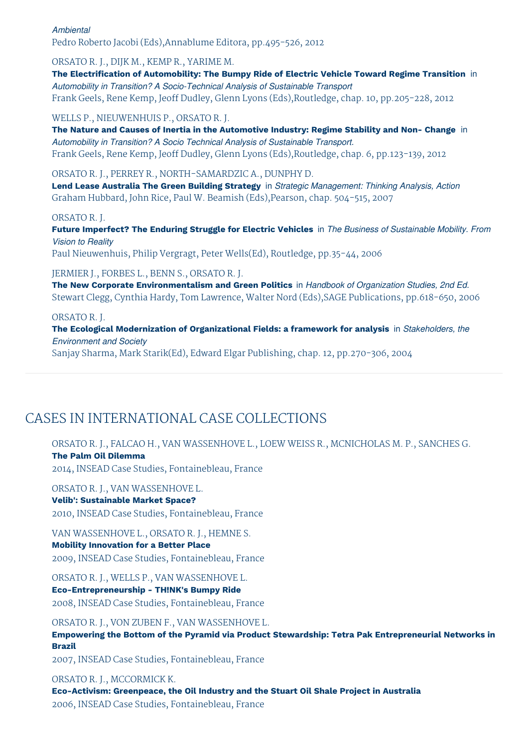*Ambiental*
Pedro Roberto Jacobi (Eds),Annablume Editora, pp.495-526, 2012

ORSATO R. J., DIJK M., KEMP R., YARIME M.
**The Electrification of Automobility: The Bumpy Ride of Electric Vehicle Toward Regime Transition** in *Automobility in Transition? A Socio-Technical Analysis of Sustainable Transport*
Frank Geels, Rene Kemp, Jeoff Dudley, Glenn Lyons (Eds),Routledge, chap. 10, pp.205-228, 2012

WELLS P., NIEUWENHUIS P., ORSATO R. J.
**The Nature and Causes of Inertia in the Automotive Industry: Regime Stability and Non- Change** in *Automobility in Transition? A Socio Technical Analysis of Sustainable Transport.*
Frank Geels, Rene Kemp, Jeoff Dudley, Glenn Lyons (Eds),Routledge, chap. 6, pp.123-139, 2012

ORSATO R. J., PERREY R., NORTH-SAMARDZIC A., DUNPHY D.
**Lend Lease Australia The Green Building Strategy** in *Strategic Management: Thinking Analysis, Action*
Graham Hubbard, John Rice, Paul W. Beamish (Eds),Pearson, chap. 504-515, 2007

ORSATO R. J.
**Future Imperfect? The Enduring Struggle for Electric Vehicles** in *The Business of Sustainable Mobility. From Vision to Reality*
Paul Nieuwenhuis, Philip Vergragt, Peter Wells(Ed), Routledge, pp.35-44, 2006

JERMIER J., FORBES L., BENN S., ORSATO R. J.
**The New Corporate Environmentalism and Green Politics** in *Handbook of Organization Studies, 2nd Ed.*
Stewart Clegg, Cynthia Hardy, Tom Lawrence, Walter Nord (Eds),SAGE Publications, pp.618-650, 2006

ORSATO R. J.
**The Ecological Modernization of Organizational Fields: a framework for analysis** in *Stakeholders, the Environment and Society*
Sanjay Sharma, Mark Starik(Ed), Edward Elgar Publishing, chap. 12, pp.270-306, 2004

## CASES IN INTERNATIONAL CASE COLLECTIONS

ORSATO R. J., FALCAO H., VAN WASSENHOVE L., LOEW WEISS R., MCNICHOLAS M. P., SANCHES G.
**The Palm Oil Dilemma**
2014, INSEAD Case Studies, Fontainebleau, France

ORSATO R. J., VAN WASSENHOVE L.
**Velib': Sustainable Market Space?**
2010, INSEAD Case Studies, Fontainebleau, France

VAN WASSENHOVE L., ORSATO R. J., HEMNE S.
**Mobility Innovation for a Better Place**
2009, INSEAD Case Studies, Fontainebleau, France

ORSATO R. J., WELLS P., VAN WASSENHOVE L.
**Eco-Entrepreneurship - TH!NK's Bumpy Ride**
2008, INSEAD Case Studies, Fontainebleau, France

ORSATO R. J., VON ZUBEN F., VAN WASSENHOVE L.
**Empowering the Bottom of the Pyramid via Product Stewardship: Tetra Pak Entrepreneurial Networks in Brazil**
2007, INSEAD Case Studies, Fontainebleau, France

ORSATO R. J., MCCORMICK K.
**Eco-Activism: Greenpeace, the Oil Industry and the Stuart Oil Shale Project in Australia**
2006, INSEAD Case Studies, Fontainebleau, France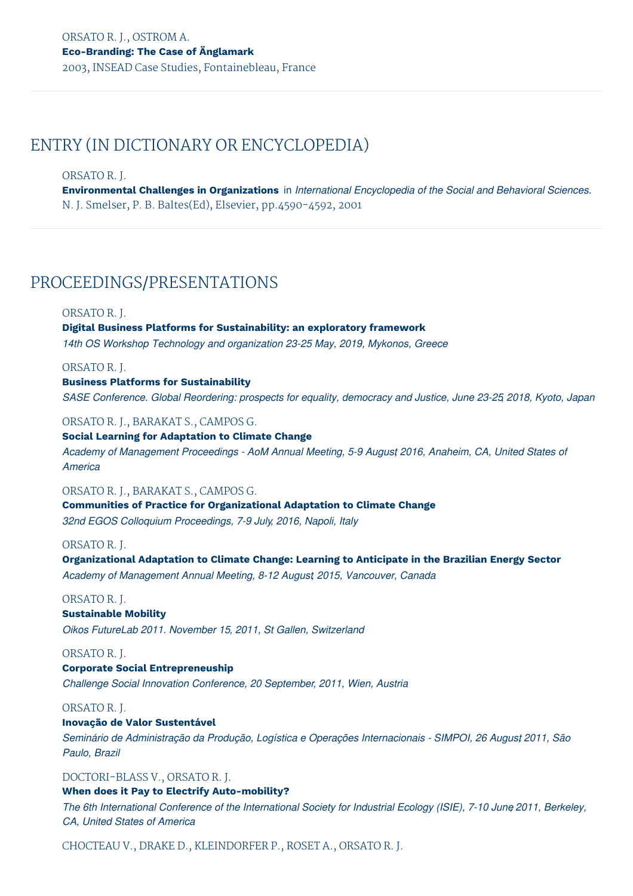ORSATO R. J., OSTROM A.
**Eco-Branding: The Case of Änglamark**
2003, INSEAD Case Studies, Fontainebleau, France

---

## ENTRY (IN DICTIONARY OR ENCYCLOPEDIA)

ORSATO R. J.
**Environmental Challenges in Organizations** in *International Encyclopedia of the Social and Behavioral Sciences.*
N. J. Smelser, P. B. Baltes(Ed), Elsevier, pp.4590-4592, 2001

---

## PROCEEDINGS/PRESENTATIONS

ORSATO R. J.
**Digital Business Platforms for Sustainability: an exploratory framework**
*14th OS Workshop Technology and organization 23-25 May, 2019, Mykonos, Greece*

ORSATO R. J.
**Business Platforms for Sustainability**
*SASE Conference. Global Reordering: prospects for equality, democracy and Justice, June 23-25, 2018, Kyoto, Japan*

ORSATO R. J., BARAKAT S., CAMPOS G.
**Social Learning for Adaptation to Climate Change**
*Academy of Management Proceedings - AoM Annual Meeting, 5-9 August, 2016, Anaheim, CA, United States of America*

ORSATO R. J., BARAKAT S., CAMPOS G.
**Communities of Practice for Organizational Adaptation to Climate Change**
*32nd EGOS Colloquium Proceedings, 7-9 July, 2016, Napoli, Italy*

ORSATO R. J.
**Organizational Adaptation to Climate Change: Learning to Anticipate in the Brazilian Energy Sector**
*Academy of Management Annual Meeting, 8-12 August, 2015, Vancouver, Canada*

ORSATO R. J.
**Sustainable Mobility**
*Oikos FutureLab 2011. November 15, 2011, St Gallen, Switzerland*

ORSATO R. J.
**Corporate Social Entrepreneuship**
*Challenge Social Innovation Conference, 20 September, 2011, Wien, Austria*

ORSATO R. J.
**Inovação de Valor Sustentável**
*Seminário de Administração da Produção, Logística e Operações Internacionais - SIMPOI, 26 August, 2011, São Paulo, Brazil*

DOCTORI-BLASS V., ORSATO R. J.
**When does it Pay to Electrify Auto-mobility?**
*The 6th International Conference of the International Society for Industrial Ecology (ISIE), 7-10 June, 2011, Berkeley, CA, United States of America*

CHOCTEAU V., DRAKE D., KLEINDORFER P., ROSET A., ORSATO R. J.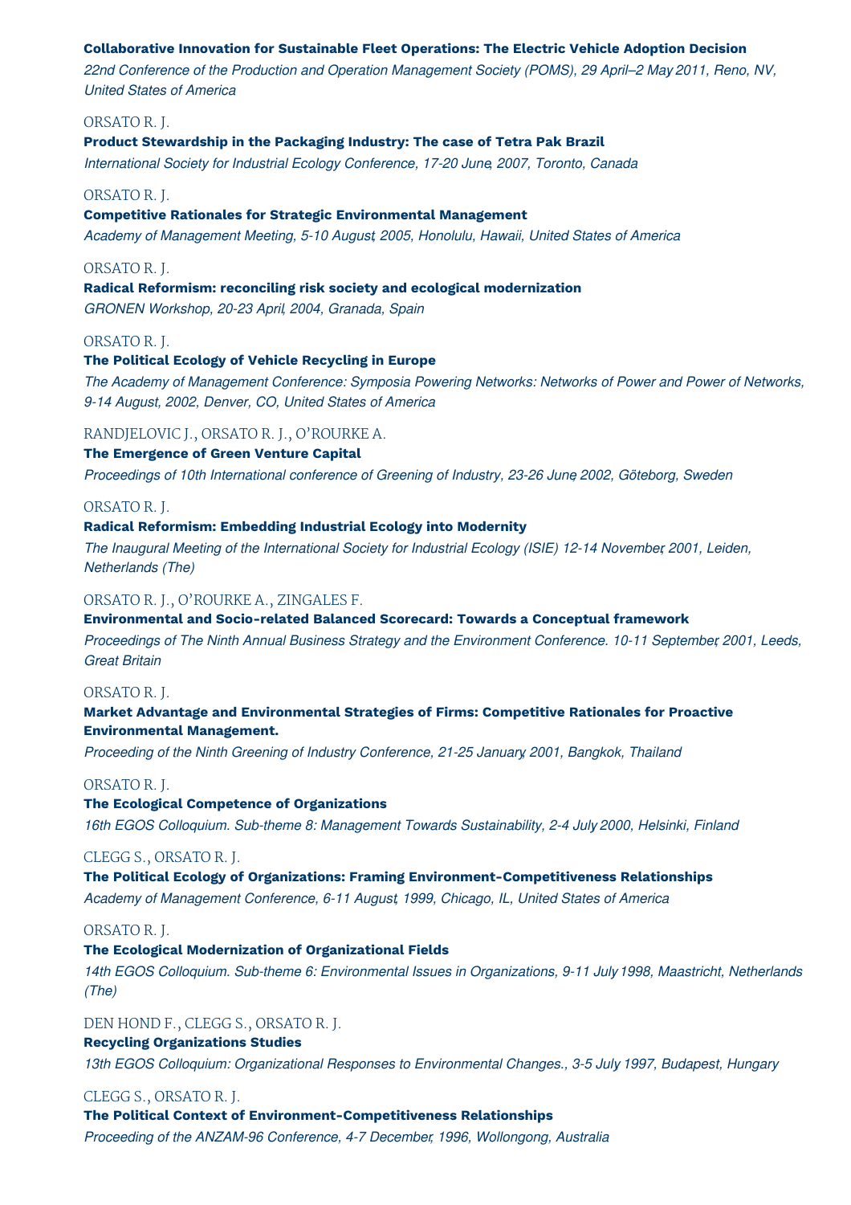**Collaborative Innovation for Sustainable Fleet Operations: The Electric Vehicle Adoption Decision**

*22nd Conference of the Production and Operation Management Society (POMS), 29 April–2 May 2011, Reno, NV, United States of America*

ORSATO R. J.

**Product Stewardship in the Packaging Industry: The case of Tetra Pak Brazil**

*International Society for Industrial Ecology Conference, 17-20 June, 2007, Toronto, Canada*

ORSATO R. J.

**Competitive Rationales for Strategic Environmental Management**

*Academy of Management Meeting, 5-10 August, 2005, Honolulu, Hawaii, United States of America*

ORSATO R. J.

**Radical Reformism: reconciling risk society and ecological modernization**

*GRONEN Workshop, 20-23 April, 2004, Granada, Spain*

ORSATO R. J.

**The Political Ecology of Vehicle Recycling in Europe**

*The Academy of Management Conference: Symposia Powering Networks: Networks of Power and Power of Networks, 9-14 August, 2002, Denver, CO, United States of America*

RANDJELOVIC J., ORSATO R. J., O'ROURKE A.

**The Emergence of Green Venture Capital**

*Proceedings of 10th International conference of Greening of Industry, 23-26 June, 2002, Göteborg, Sweden*

ORSATO R. J.

**Radical Reformism: Embedding Industrial Ecology into Modernity**

*The Inaugural Meeting of the International Society for Industrial Ecology (ISIE) 12-14 November, 2001, Leiden, Netherlands (The)*

ORSATO R. J., O'ROURKE A., ZINGALES F.

**Environmental and Socio-related Balanced Scorecard: Towards a Conceptual framework**

*Proceedings of The Ninth Annual Business Strategy and the Environment Conference. 10-11 September, 2001, Leeds, Great Britain*

ORSATO R. J.

**Market Advantage and Environmental Strategies of Firms: Competitive Rationales for Proactive Environmental Management.**

*Proceeding of the Ninth Greening of Industry Conference, 21-25 January, 2001, Bangkok, Thailand*

ORSATO R. J.

**The Ecological Competence of Organizations**

*16th EGOS Colloquium. Sub-theme 8: Management Towards Sustainability, 2-4 July 2000, Helsinki, Finland*

CLEGG S., ORSATO R. J.

**The Political Ecology of Organizations: Framing Environment-Competitiveness Relationships**

*Academy of Management Conference, 6-11 August, 1999, Chicago, IL, United States of America*

ORSATO R. J.

**The Ecological Modernization of Organizational Fields**

*14th EGOS Colloquium. Sub-theme 6: Environmental Issues in Organizations, 9-11 July 1998, Maastricht, Netherlands (The)*

DEN HOND F., CLEGG S., ORSATO R. J.

**Recycling Organizations Studies**

*13th EGOS Colloquium: Organizational Responses to Environmental Changes., 3-5 July 1997, Budapest, Hungary*

CLEGG S., ORSATO R. J.

**The Political Context of Environment-Competitiveness Relationships**

*Proceeding of the ANZAM-96 Conference, 4-7 December, 1996, Wollongong, Australia*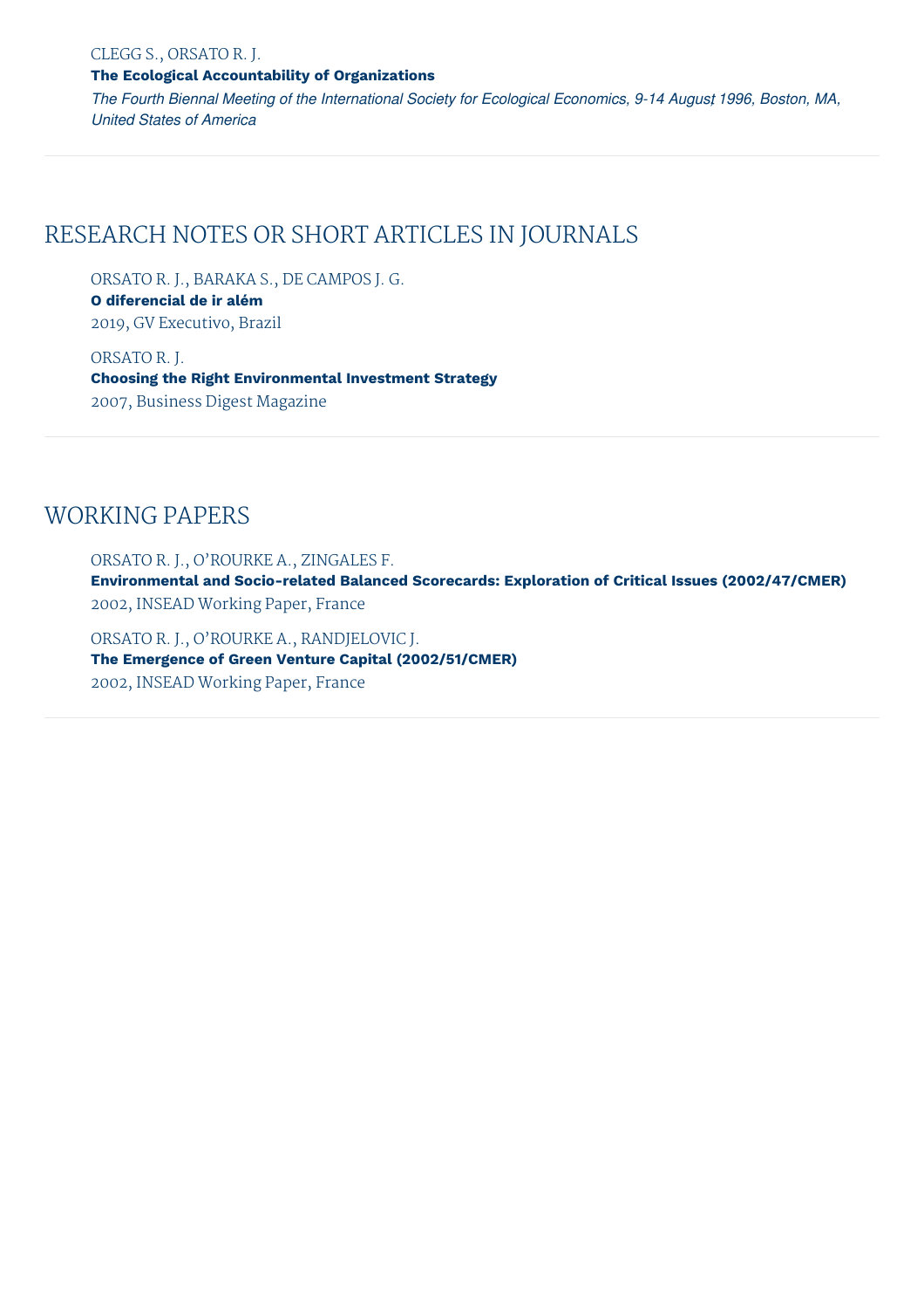CLEGG S., ORSATO R. J.
**The Ecological Accountability of Organizations**
*The Fourth Biennal Meeting of the International Society for Ecological Economics, 9-14 August 1996, Boston, MA, United States of America*

## RESEARCH NOTES OR SHORT ARTICLES IN JOURNALS

ORSATO R. J., BARAKA S., DE CAMPOS J. G.
**O diferencial de ir além**
2019, GV Executivo, Brazil

ORSATO R. J.
**Choosing the Right Environmental Investment Strategy**
2007, Business Digest Magazine

## WORKING PAPERS

ORSATO R. J., O'ROURKE A., ZINGALES F.
**Environmental and Socio-related Balanced Scorecards: Exploration of Critical Issues (2002/47/CMER)**
2002, INSEAD Working Paper, France

ORSATO R. J., O'ROURKE A., RANDJELOVIC J.
**The Emergence of Green Venture Capital (2002/51/CMER)**
2002, INSEAD Working Paper, France